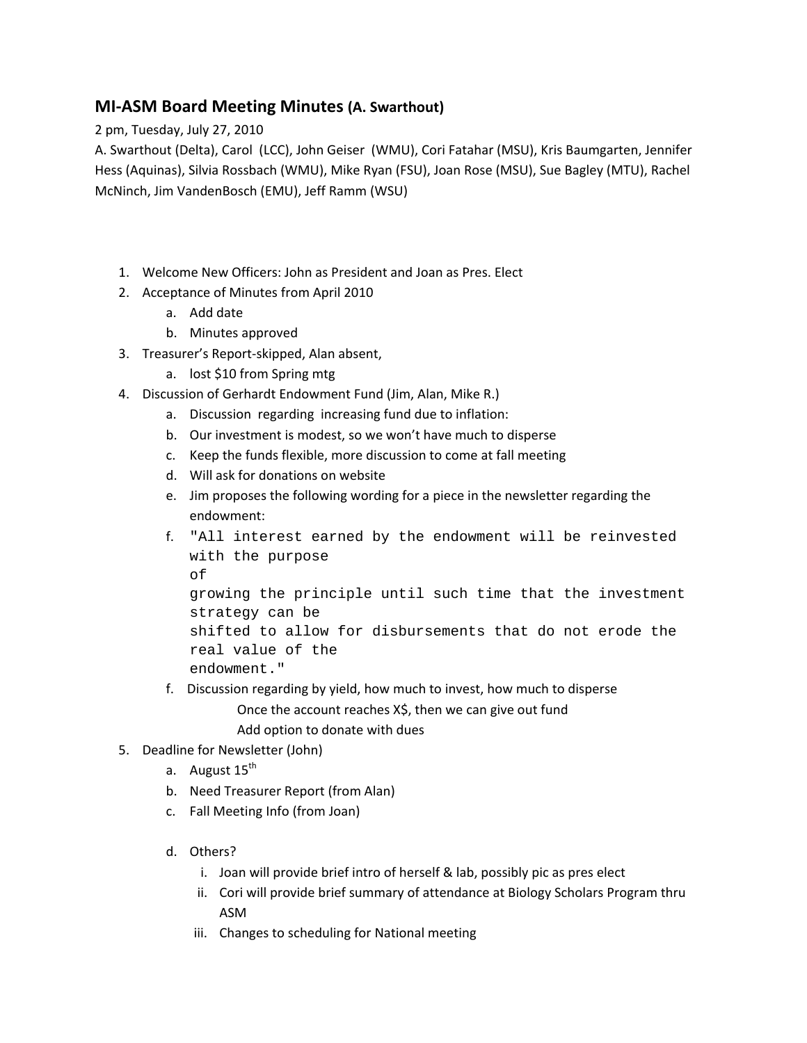# MI-ASM Board Meeting Minutes (A. Swarthout)

2 pm, Tuesday, July 27, 2010

A. Swarthout (Delta), Carol (LCC), John Geiser (WMU), Cori Fatahar (MSU), Kris Baumgarten, Jennifer Hess (Aquinas), Silvia Rossbach (WMU), Mike Ryan (FSU), Joan Rose (MSU), Sue Bagley (MTU), Rachel McNinch, Jim VandenBosch (EMU), Jeff Ramm (WSU)

1. Welcome New Officers: John as President and Joan as Pres. Elect
2. Acceptance of Minutes from April 2010
   a. Add date
   b. Minutes approved
3. Treasurer's Report-skipped, Alan absent,
   a. lost $10 from Spring mtg
4. Discussion of Gerhardt Endowment Fund (Jim, Alan, Mike R.)
   a. Discussion regarding increasing fund due to inflation:
   b. Our investment is modest, so we won't have much to disperse
   c. Keep the funds flexible, more discussion to come at fall meeting
   d. Will ask for donations on website
   e. Jim proposes the following wording for a piece in the newsletter regarding the endowment:
   f. "All interest earned by the endowment will be reinvested with the purpose of growing the principle until such time that the investment strategy can be shifted to allow for disbursements that do not erode the real value of the endowment."
   f. Discussion regarding by yield, how much to invest, how much to disperse

      Once the account reaches X$, then we can give out fund

      Add option to donate with dues
5. Deadline for Newsletter (John)
   a. August 15th
   b. Need Treasurer Report (from Alan)
   c. Fall Meeting Info (from Joan)
   d. Others?
      i. Joan will provide brief intro of herself & lab, possibly pic as pres elect
      ii. Cori will provide brief summary of attendance at Biology Scholars Program thru ASM
      iii. Changes to scheduling for National meeting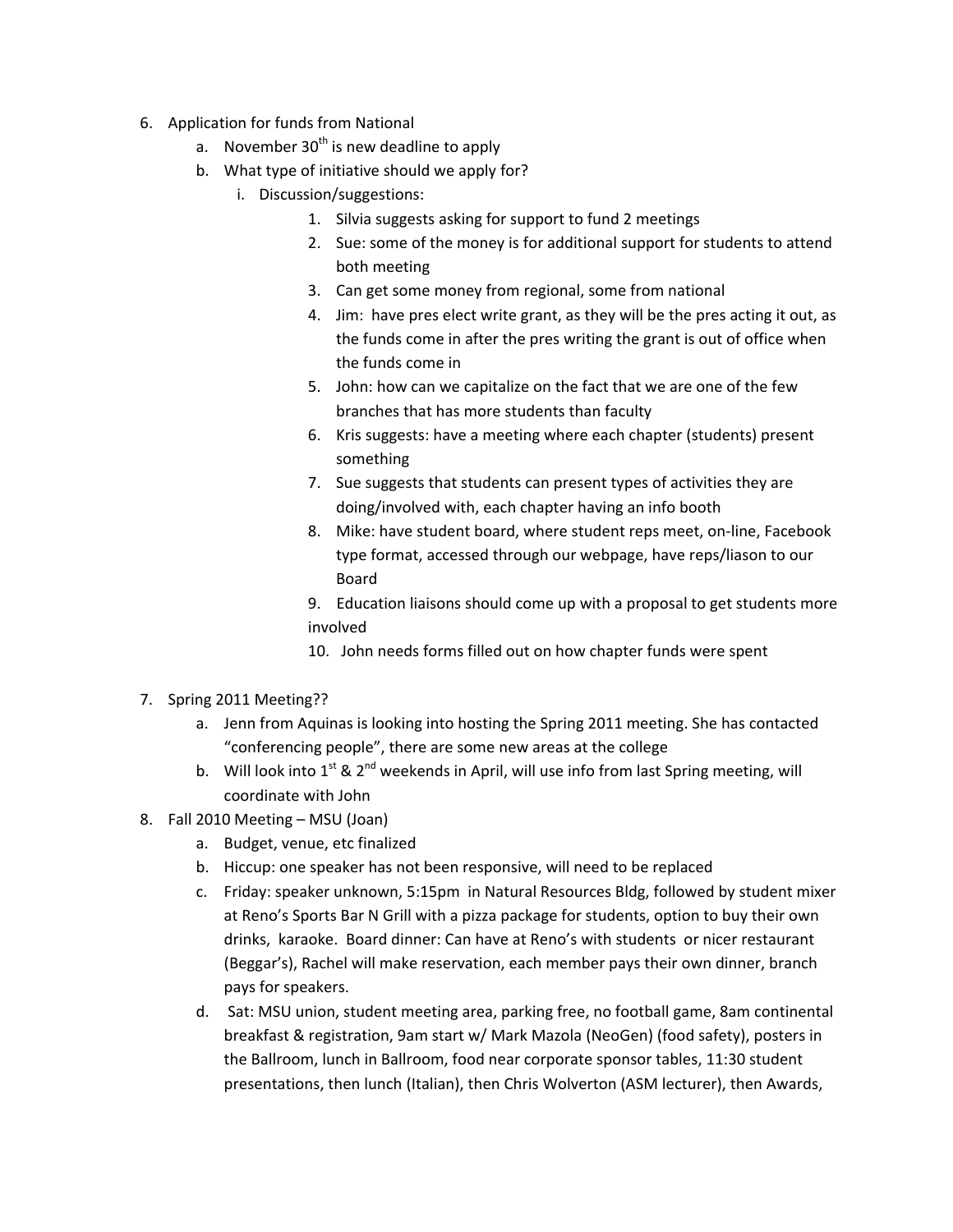6. Application for funds from National
    a. November 30th is new deadline to apply
    b. What type of initiative should we apply for?
        i. Discussion/suggestions:
            1. Silvia suggests asking for support to fund 2 meetings
            2. Sue: some of the money is for additional support for students to attend both meeting
            3. Can get some money from regional, some from national
            4. Jim: have pres elect write grant, as they will be the pres acting it out, as the funds come in after the pres writing the grant is out of office when the funds come in
            5. John: how can we capitalize on the fact that we are one of the few branches that has more students than faculty
            6. Kris suggests: have a meeting where each chapter (students) present something
            7. Sue suggests that students can present types of activities they are doing/involved with, each chapter having an info booth
            8. Mike: have student board, where student reps meet, on-line, Facebook type format, accessed through our webpage, have reps/liason to our Board
            9. Education liaisons should come up with a proposal to get students more involved
            10. John needs forms filled out on how chapter funds were spent

7. Spring 2011 Meeting??
    a. Jenn from Aquinas is looking into hosting the Spring 2011 meeting. She has contacted "conferencing people", there are some new areas at the college
    b. Will look into 1st & 2nd weekends in April, will use info from last Spring meeting, will coordinate with John
8. Fall 2010 Meeting – MSU (Joan)
    a. Budget, venue, etc finalized
    b. Hiccup: one speaker has not been responsive, will need to be replaced
    c. Friday: speaker unknown, 5:15pm in Natural Resources Bldg, followed by student mixer at Reno's Sports Bar N Grill with a pizza package for students, option to buy their own drinks, karaoke. Board dinner: Can have at Reno's with students or nicer restaurant (Beggar's), Rachel will make reservation, each member pays their own dinner, branch pays for speakers.
    d. Sat: MSU union, student meeting area, parking free, no football game, 8am continental breakfast & registration, 9am start w/ Mark Mazola (NeoGen) (food safety), posters in the Ballroom, lunch in Ballroom, food near corporate sponsor tables, 11:30 student presentations, then lunch (Italian), then Chris Wolverton (ASM lecturer), then Awards,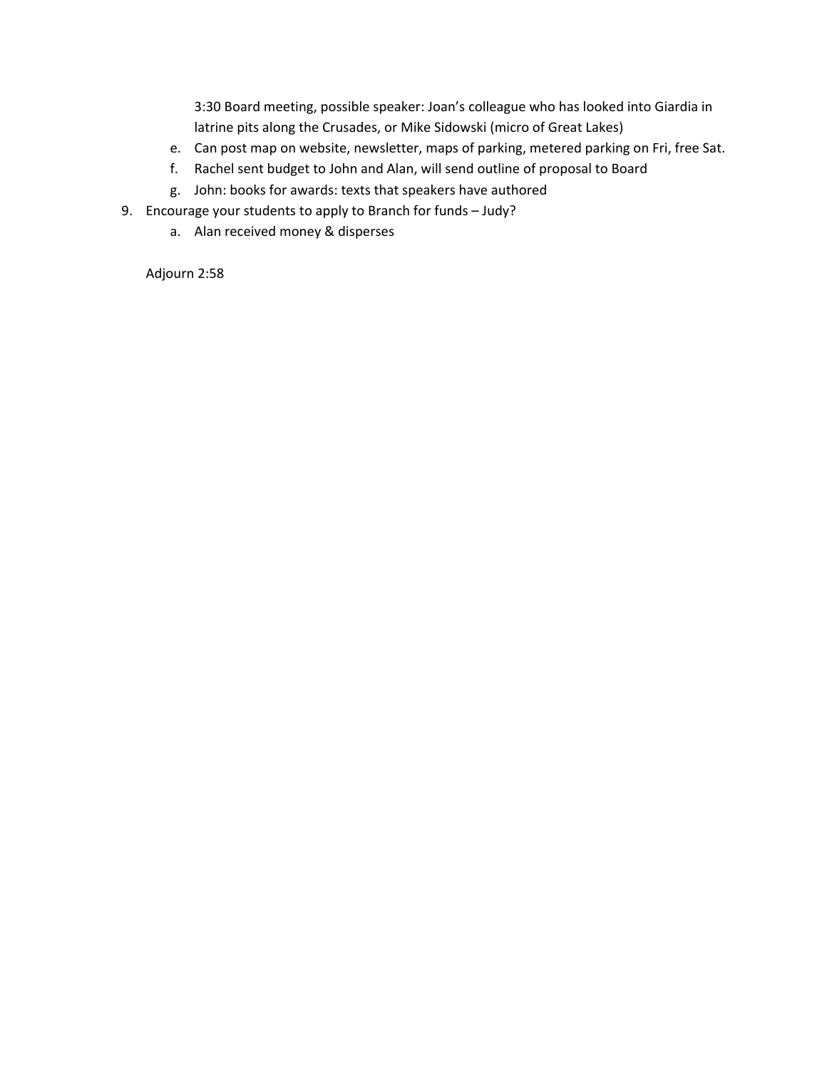3:30 Board meeting, possible speaker: Joan's colleague who has looked into Giardia in latrine pits along the Crusades, or Mike Sidowski (micro of Great Lakes)

e. Can post map on website, newsletter, maps of parking, metered parking on Fri, free Sat.
f. Rachel sent budget to John and Alan, will send outline of proposal to Board
g. John: books for awards: texts that speakers have authored

9. Encourage your students to apply to Branch for funds – Judy?
    a. Alan received money & disperses

Adjourn 2:58